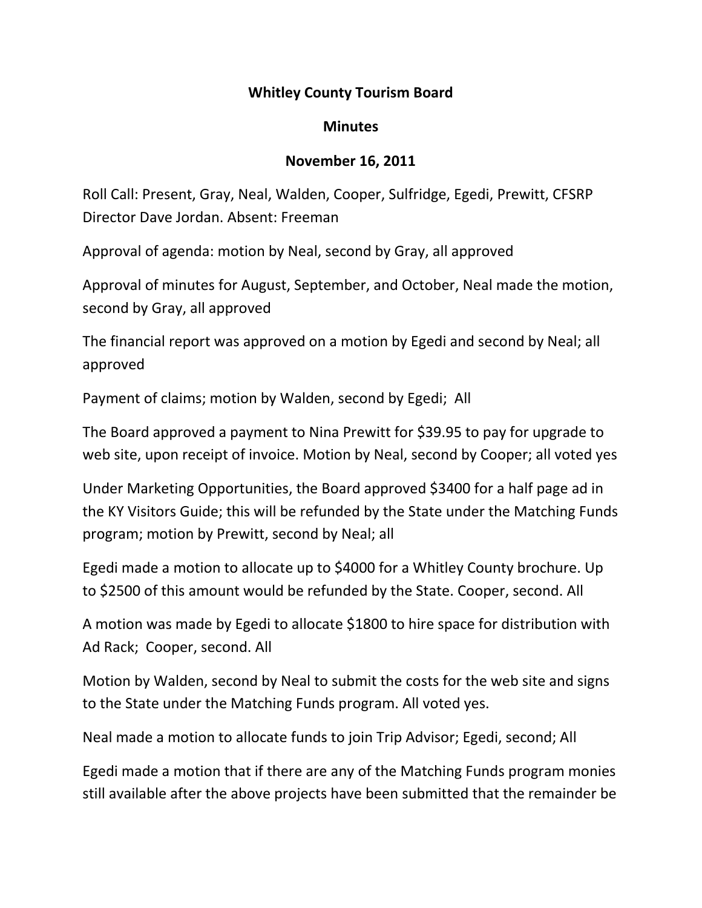# Whitley County Tourism Board

## Minutes

## November 16, 2011

Roll Call: Present, Gray, Neal, Walden, Cooper, Sulfridge, Egedi, Prewitt, CFSRP Director Dave Jordan. Absent: Freeman

Approval of agenda: motion by Neal, second by Gray, all approved

Approval of minutes for August, September, and October, Neal made the motion, second by Gray, all approved

The financial report was approved on a motion by Egedi and second by Neal; all approved

Payment of claims; motion by Walden, second by Egedi; All

The Board approved a payment to Nina Prewitt for $39.95 to pay for upgrade to web site, upon receipt of invoice. Motion by Neal, second by Cooper; all voted yes

Under Marketing Opportunities, the Board approved $3400 for a half page ad in the KY Visitors Guide; this will be refunded by the State under the Matching Funds program; motion by Prewitt, second by Neal; all

Egedi made a motion to allocate up to $4000 for a Whitley County brochure. Up to $2500 of this amount would be refunded by the State. Cooper, second. All

A motion was made by Egedi to allocate $1800 to hire space for distribution with Ad Rack; Cooper, second. All

Motion by Walden, second by Neal to submit the costs for the web site and signs to the State under the Matching Funds program. All voted yes.

Neal made a motion to allocate funds to join Trip Advisor; Egedi, second; All

Egedi made a motion that if there are any of the Matching Funds program monies still available after the above projects have been submitted that the remainder be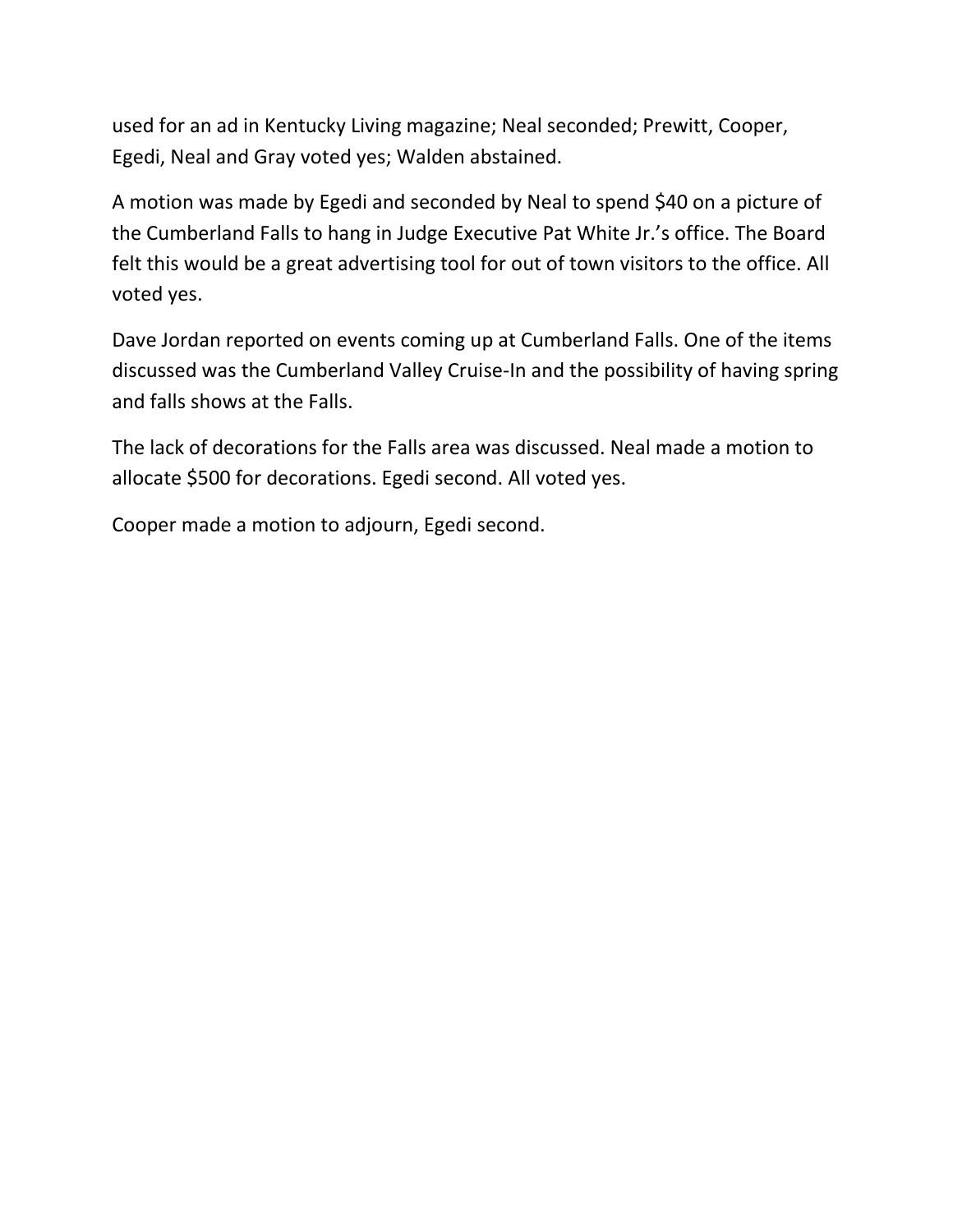used for an ad in Kentucky Living magazine; Neal seconded; Prewitt, Cooper, Egedi, Neal and Gray voted yes; Walden abstained.

A motion was made by Egedi and seconded by Neal to spend $40 on a picture of the Cumberland Falls to hang in Judge Executive Pat White Jr.'s office. The Board felt this would be a great advertising tool for out of town visitors to the office. All voted yes.

Dave Jordan reported on events coming up at Cumberland Falls. One of the items discussed was the Cumberland Valley Cruise-In and the possibility of having spring and falls shows at the Falls.

The lack of decorations for the Falls area was discussed. Neal made a motion to allocate $500 for decorations. Egedi second. All voted yes.

Cooper made a motion to adjourn, Egedi second.